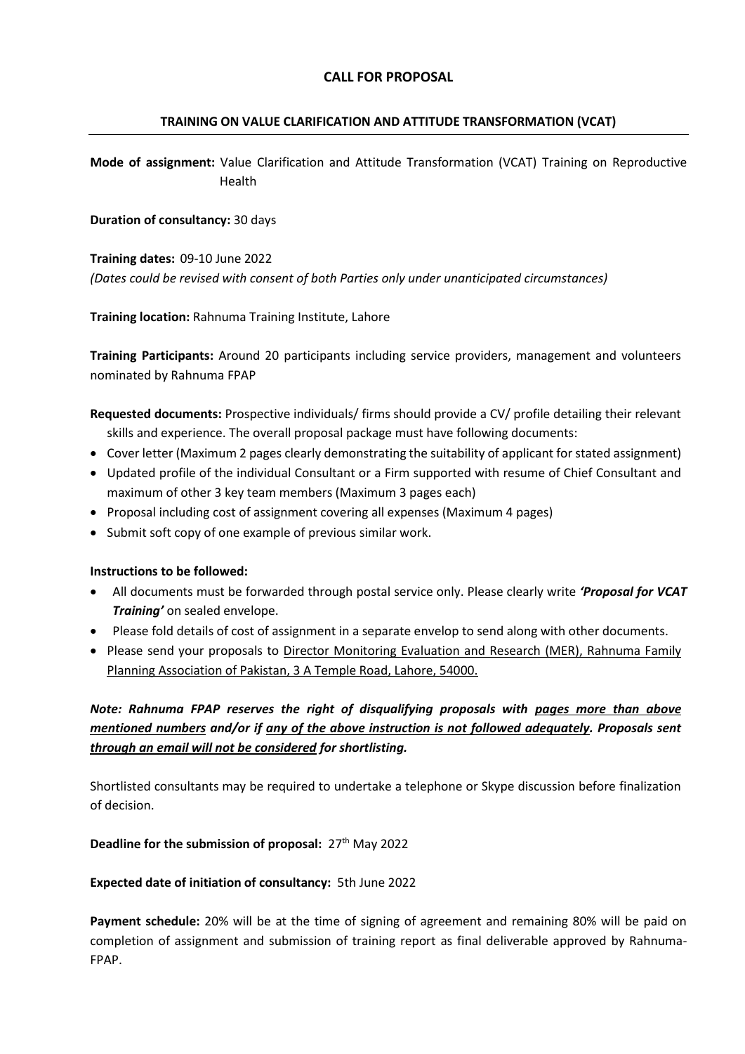# CALL FOR PROPOSAL

## TRAINING ON VALUE CLARIFICATION AND ATTITUDE TRANSFORMATION (VCAT)

**Mode of assignment:** Value Clarification and Attitude Transformation (VCAT) Training on Reproductive Health

**Duration of consultancy:** 30 days

**Training dates:** 09-10 June 2022
*(Dates could be revised with consent of both Parties only under unanticipated circumstances)*

**Training location:** Rahnuma Training Institute, Lahore

**Training Participants:** Around 20 participants including service providers, management and volunteers nominated by Rahnuma FPAP

**Requested documents:** Prospective individuals/ firms should provide a CV/ profile detailing their relevant skills and experience. The overall proposal package must have following documents:

- Cover letter (Maximum 2 pages clearly demonstrating the suitability of applicant for stated assignment)
- Updated profile of the individual Consultant or a Firm supported with resume of Chief Consultant and maximum of other 3 key team members (Maximum 3 pages each)
- Proposal including cost of assignment covering all expenses (Maximum 4 pages)
- Submit soft copy of one example of previous similar work.

**Instructions to be followed:**

- All documents must be forwarded through postal service only. Please clearly write ***'Proposal for VCAT Training'*** on sealed envelope.
- Please fold details of cost of assignment in a separate envelop to send along with other documents.
- Please send your proposals to <u>Director Monitoring Evaluation and Research (MER), Rahnuma Family Planning Association of Pakistan, 3 A Temple Road, Lahore, 54000.</u>

***Note: Rahnuma FPAP reserves the right of disqualifying proposals with <u>pages more than above mentioned numbers</u> and/or if <u>any of the above instruction is not followed adequately</u>. Proposals sent <u>through an email will not be considered</u> for shortlisting.***

Shortlisted consultants may be required to undertake a telephone or Skype discussion before finalization of decision.

**Deadline for the submission of proposal:** 27th May 2022

**Expected date of initiation of consultancy:** 5th June 2022

**Payment schedule:** 20% will be at the time of signing of agreement and remaining 80% will be paid on completion of assignment and submission of training report as final deliverable approved by Rahnuma-FPAP.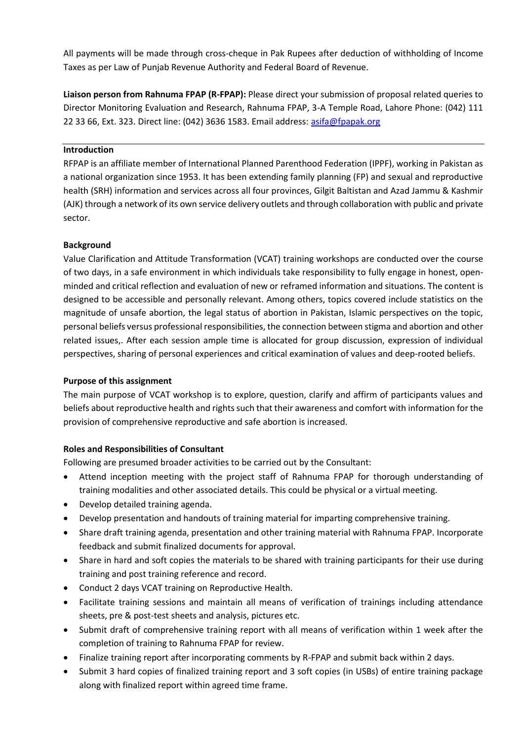All payments will be made through cross-cheque in Pak Rupees after deduction of withholding of Income Taxes as per Law of Punjab Revenue Authority and Federal Board of Revenue.

**Liaison person from Rahnuma FPAP (R-FPAP):** Please direct your submission of proposal related queries to Director Monitoring Evaluation and Research, Rahnuma FPAP, 3-A Temple Road, Lahore Phone: (042) 111 22 33 66, Ext. 323. Direct line: (042) 3636 1583. Email address: asifa@fpapak.org

**Introduction**

RFPAP is an affiliate member of International Planned Parenthood Federation (IPPF), working in Pakistan as a national organization since 1953. It has been extending family planning (FP) and sexual and reproductive health (SRH) information and services across all four provinces, Gilgit Baltistan and Azad Jammu & Kashmir (AJK) through a network of its own service delivery outlets and through collaboration with public and private sector.

**Background**

Value Clarification and Attitude Transformation (VCAT) training workshops are conducted over the course of two days, in a safe environment in which individuals take responsibility to fully engage in honest, open-minded and critical reflection and evaluation of new or reframed information and situations. The content is designed to be accessible and personally relevant. Among others, topics covered include statistics on the magnitude of unsafe abortion, the legal status of abortion in Pakistan, Islamic perspectives on the topic, personal beliefs versus professional responsibilities, the connection between stigma and abortion and other related issues,. After each session ample time is allocated for group discussion, expression of individual perspectives, sharing of personal experiences and critical examination of values and deep-rooted beliefs.

**Purpose of this assignment**

The main purpose of VCAT workshop is to explore, question, clarify and affirm of participants values and beliefs about reproductive health and rights such that their awareness and comfort with information for the provision of comprehensive reproductive and safe abortion is increased.

**Roles and Responsibilities of Consultant**

Following are presumed broader activities to be carried out by the Consultant:

- Attend inception meeting with the project staff of Rahnuma FPAP for thorough understanding of training modalities and other associated details. This could be physical or a virtual meeting.
- Develop detailed training agenda.
- Develop presentation and handouts of training material for imparting comprehensive training.
- Share draft training agenda, presentation and other training material with Rahnuma FPAP. Incorporate feedback and submit finalized documents for approval.
- Share in hard and soft copies the materials to be shared with training participants for their use during training and post training reference and record.
- Conduct 2 days VCAT training on Reproductive Health.
- Facilitate training sessions and maintain all means of verification of trainings including attendance sheets, pre & post-test sheets and analysis, pictures etc.
- Submit draft of comprehensive training report with all means of verification within 1 week after the completion of training to Rahnuma FPAP for review.
- Finalize training report after incorporating comments by R-FPAP and submit back within 2 days.
- Submit 3 hard copies of finalized training report and 3 soft copies (in USBs) of entire training package along with finalized report within agreed time frame.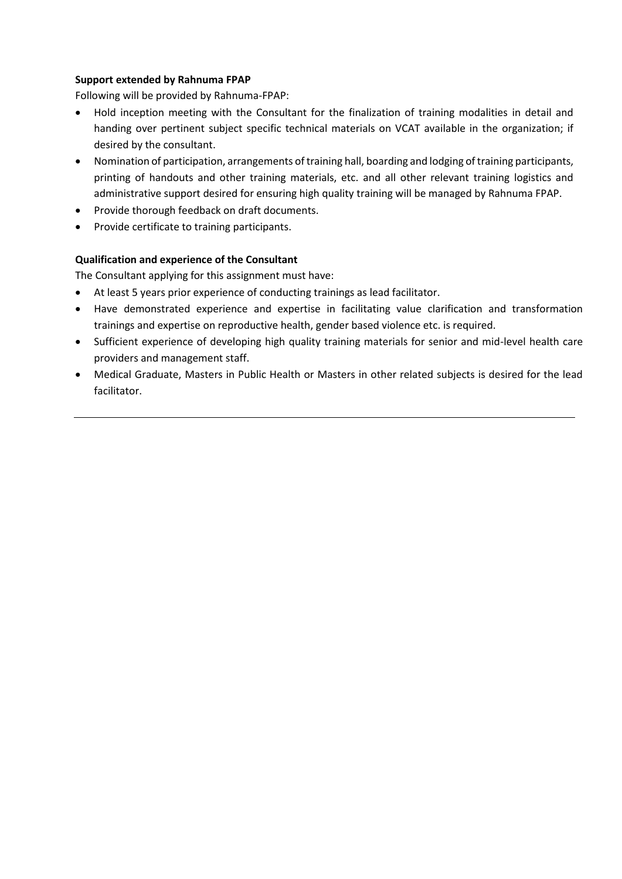**Support extended by Rahnuma FPAP**

Following will be provided by Rahnuma-FPAP:

- Hold inception meeting with the Consultant for the finalization of training modalities in detail and handing over pertinent subject specific technical materials on VCAT available in the organization; if desired by the consultant.
- Nomination of participation, arrangements of training hall, boarding and lodging of training participants, printing of handouts and other training materials, etc. and all other relevant training logistics and administrative support desired for ensuring high quality training will be managed by Rahnuma FPAP.
- Provide thorough feedback on draft documents.
- Provide certificate to training participants.

**Qualification and experience of the Consultant**

The Consultant applying for this assignment must have:

- At least 5 years prior experience of conducting trainings as lead facilitator.
- Have demonstrated experience and expertise in facilitating value clarification and transformation trainings and expertise on reproductive health, gender based violence etc. is required.
- Sufficient experience of developing high quality training materials for senior and mid-level health care providers and management staff.
- Medical Graduate, Masters in Public Health or Masters in other related subjects is desired for the lead facilitator.

---